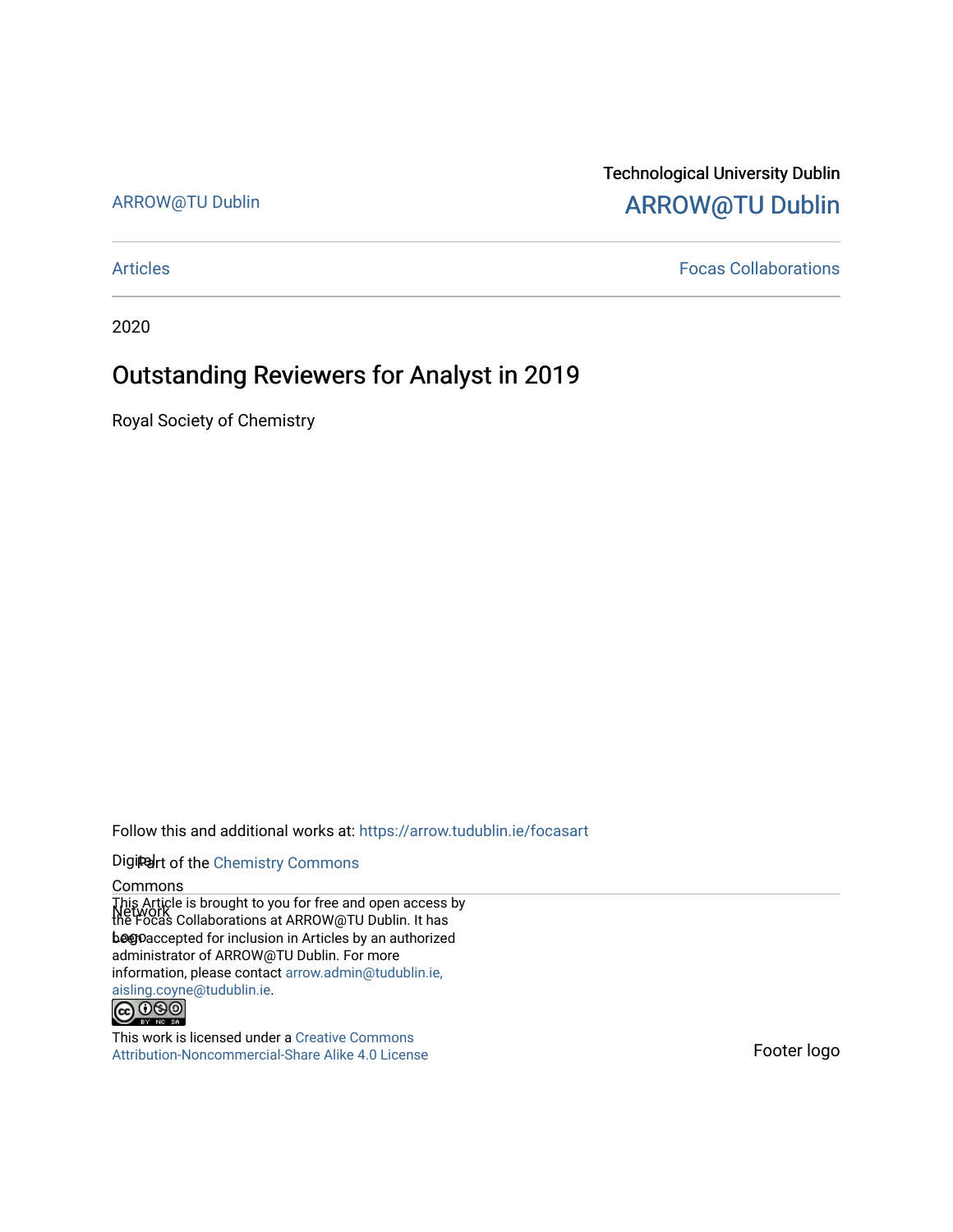ARROW@TU Dublin

Technological University Dublin

ARROW@TU Dublin

Articles

Focas Collaborations

2020

# Outstanding Reviewers for Analyst in 2019

Royal Society of Chemistry

Follow this and additional works at: https://arrow.tudublin.ie/focasart

Part of the Chemistry Commons

This Article is brought to you for free and open access by the Focas Collaborations at ARROW@TU Dublin. It has been accepted for inclusion in Articles by an authorized administrator of ARROW@TU Dublin. For more information, please contact arrow.admin@tudublin.ie, aisling.coyne@tudublin.ie.

This work is licensed under a Creative Commons Attribution-Noncommercial-Share Alike 4.0 License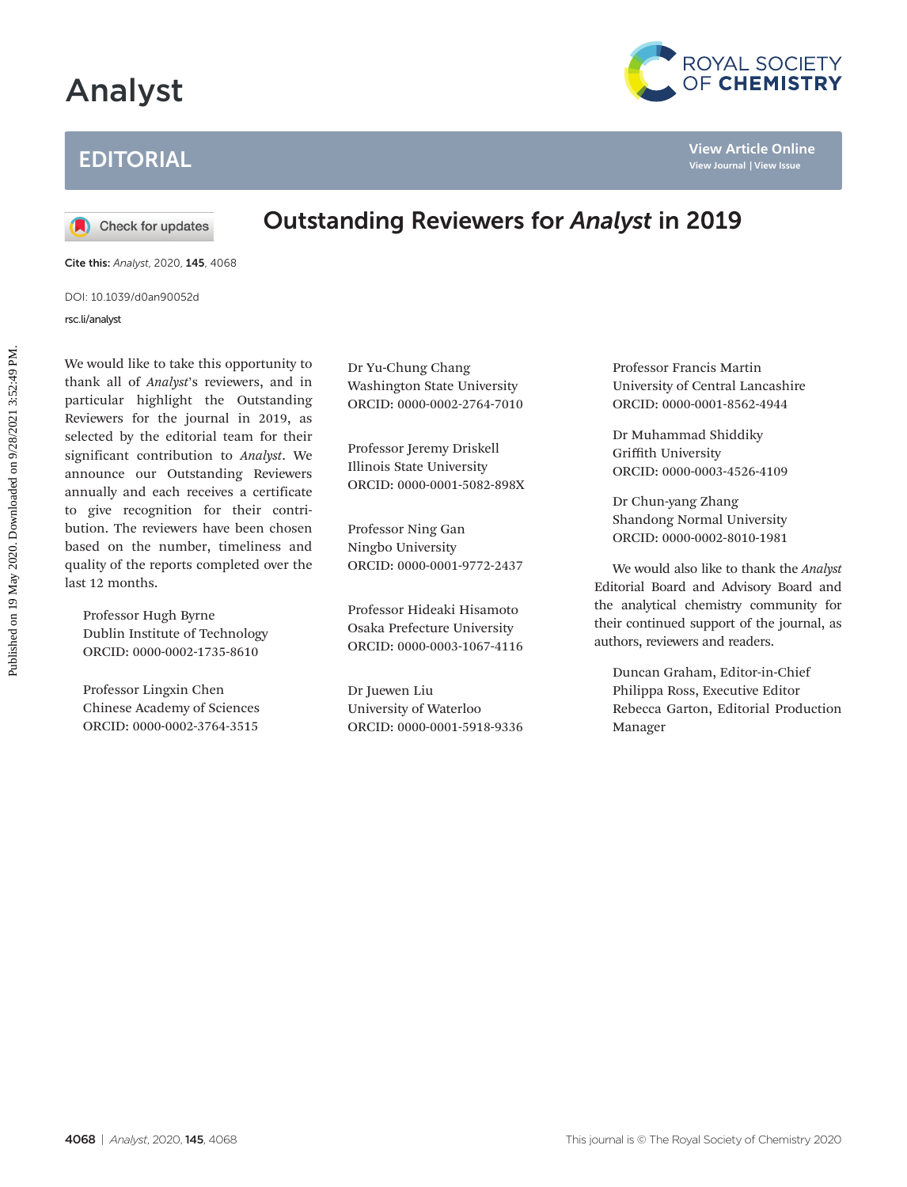# Analyst

## EDITORIAL

# Outstanding Reviewers for *Analyst* in 2019

**Cite this:** *Analyst*, 2020, **145**, 4068

DOI: 10.1039/d0an90052d

rsc.li/analyst

We would like to take this opportunity to thank all of *Analyst*'s reviewers, and in particular highlight the Outstanding Reviewers for the journal in 2019, as selected by the editorial team for their significant contribution to *Analyst*. We announce our Outstanding Reviewers annually and each receives a certificate to give recognition for their contribution. The reviewers have been chosen based on the number, timeliness and quality of the reports completed over the last 12 months.

Professor Hugh Byrne
Dublin Institute of Technology
ORCID: 0000-0002-1735-8610

Professor Lingxin Chen
Chinese Academy of Sciences
ORCID: 0000-0002-3764-3515

Dr Yu-Chung Chang
Washington State University
ORCID: 0000-0002-2764-7010

Professor Jeremy Driskell
Illinois State University
ORCID: 0000-0001-5082-898X

Professor Ning Gan
Ningbo University
ORCID: 0000-0001-9772-2437

Professor Hideaki Hisamoto
Osaka Prefecture University
ORCID: 0000-0003-1067-4116

Dr Juewen Liu
University of Waterloo
ORCID: 0000-0001-5918-9336

Professor Francis Martin
University of Central Lancashire
ORCID: 0000-0001-8562-4944

Dr Muhammad Shiddiky
Griffith University
ORCID: 0000-0003-4526-4109

Dr Chun-yang Zhang
Shandong Normal University
ORCID: 0000-0002-8010-1981

We would also like to thank the *Analyst* Editorial Board and Advisory Board and the analytical chemistry community for their continued support of the journal, as authors, reviewers and readers.

Duncan Graham, Editor-in-Chief
Philippa Ross, Executive Editor
Rebecca Garton, Editorial Production Manager